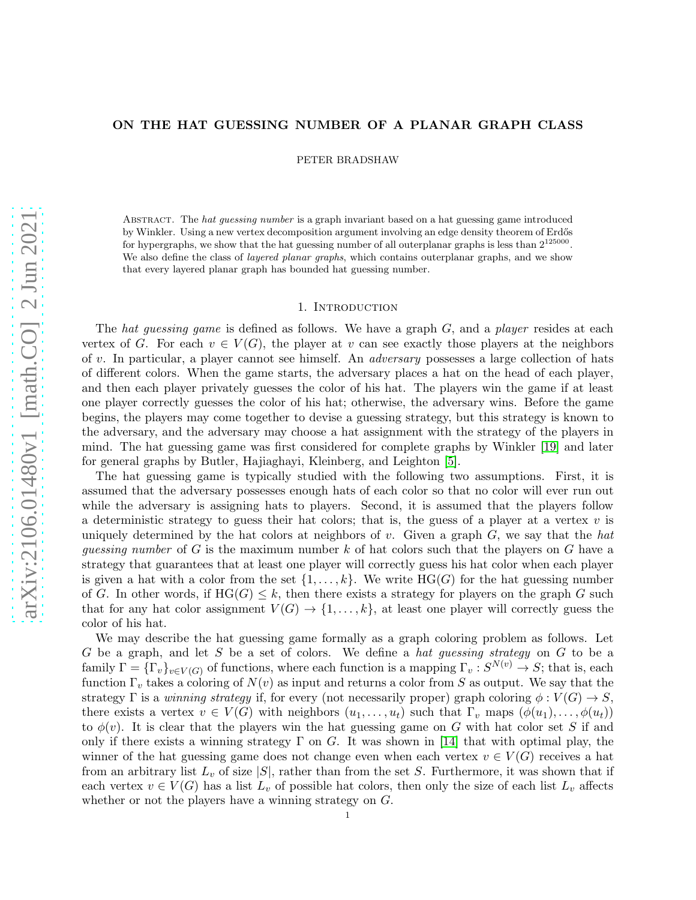# ON THE HAT GUESSING NUMBER OF A PLANAR GRAPH CLASS

PETER BRADSHAW

Abstract. The *hat guessing number* is a graph invariant based on a hat guessing game introduced by Winkler. Using a new vertex decomposition argument involving an edge density theorem of Erdős for hypergraphs, we show that the hat guessing number of all outerplanar graphs is less than $2^{125000}$. We also define the class of *layered planar graphs*, which contains outerplanar graphs, and we show that every layered planar graph has bounded hat guessing number.

## 1. Introduction

The *hat guessing game* is defined as follows. We have a graph $G$, and a *player* resides at each vertex of $G$. For each $v \in V(G)$, the player at $v$ can see exactly those players at the neighbors of $v$. In particular, a player cannot see himself. An *adversary* possesses a large collection of hats of different colors. When the game starts, the adversary places a hat on the head of each player, and then each player privately guesses the color of his hat. The players win the game if at least one player correctly guesses the color of his hat; otherwise, the adversary wins. Before the game begins, the players may come together to devise a guessing strategy, but this strategy is known to the adversary, and the adversary may choose a hat assignment with the strategy of the players in mind. The hat guessing game was first considered for complete graphs by Winkler [19] and later for general graphs by Butler, Hajiaghayi, Kleinberg, and Leighton [5].

The hat guessing game is typically studied with the following two assumptions. First, it is assumed that the adversary possesses enough hats of each color so that no color will ever run out while the adversary is assigning hats to players. Second, it is assumed that the players follow a deterministic strategy to guess their hat colors; that is, the guess of a player at a vertex $v$ is uniquely determined by the hat colors at neighbors of $v$. Given a graph $G$, we say that the *hat guessing number* of $G$ is the maximum number $k$ of hat colors such that the players on $G$ have a strategy that guarantees that at least one player will correctly guess his hat color when each player is given a hat with a color from the set $\{1, \dots, k\}$. We write $\text{HG}(G)$ for the hat guessing number of $G$. In other words, if $\text{HG}(G) \leq k$, then there exists a strategy for players on the graph $G$ such that for any hat color assignment $V(G) \to \{1, \dots, k\}$, at least one player will correctly guess the color of his hat.

We may describe the hat guessing game formally as a graph coloring problem as follows. Let $G$ be a graph, and let $S$ be a set of colors. We define a *hat guessing strategy* on $G$ to be a family $\Gamma = \{\Gamma_v\}_{v \in V(G)}$ of functions, where each function is a mapping $\Gamma_v : S^{N(v)} \to S$; that is, each function $\Gamma_v$ takes a coloring of $N(v)$ as input and returns a color from $S$ as output. We say that the strategy $\Gamma$ is a *winning strategy* if, for every (not necessarily proper) graph coloring $\phi : V(G) \to S$, there exists a vertex $v \in V(G)$ with neighbors $(u_1, \dots, u_t)$ such that $\Gamma_v$ maps $(\phi(u_1), \dots, \phi(u_t))$ to $\phi(v)$. It is clear that the players win the hat guessing game on $G$ with hat color set $S$ if and only if there exists a winning strategy $\Gamma$ on $G$. It was shown in [14] that with optimal play, the winner of the hat guessing game does not change even when each vertex $v \in V(G)$ receives a hat from an arbitrary list $L_v$ of size $|S|$, rather than from the set $S$. Furthermore, it was shown that if each vertex $v \in V(G)$ has a list $L_v$ of possible hat colors, then only the size of each list $L_v$ affects whether or not the players have a winning strategy on $G$.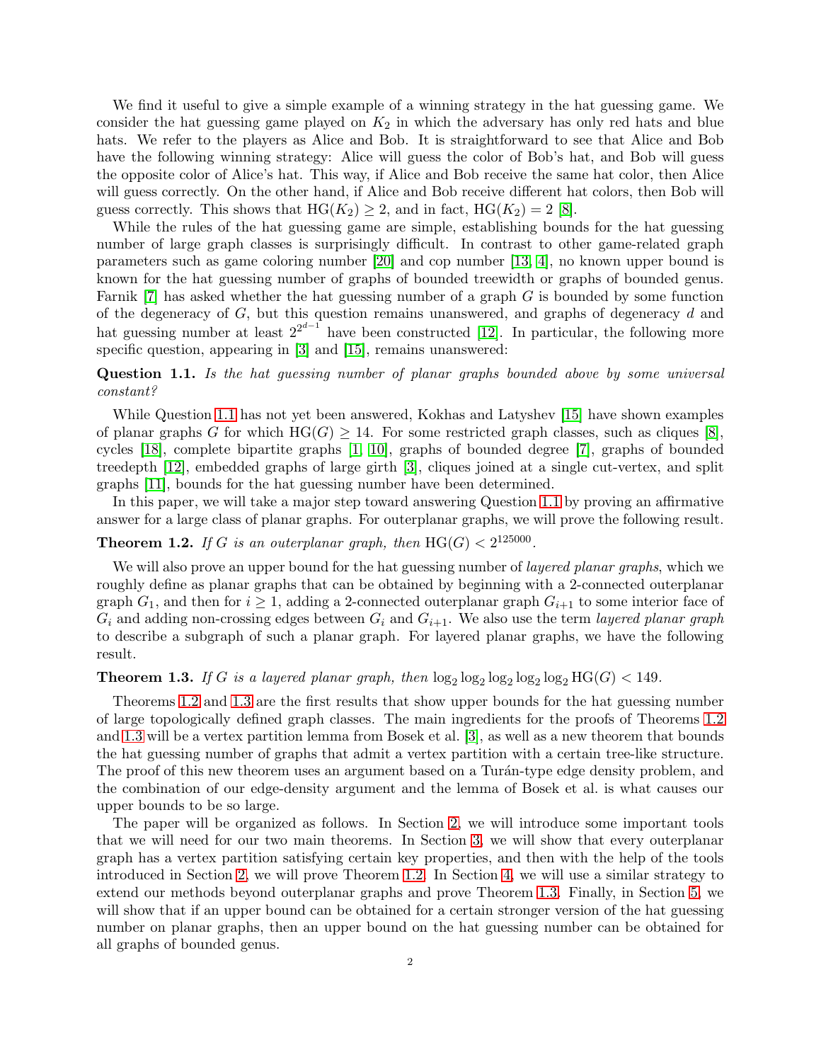We find it useful to give a simple example of a winning strategy in the hat guessing game. We consider the hat guessing game played on $K_2$ in which the adversary has only red hats and blue hats. We refer to the players as Alice and Bob. It is straightforward to see that Alice and Bob have the following winning strategy: Alice will guess the color of Bob's hat, and Bob will guess the opposite color of Alice's hat. This way, if Alice and Bob receive the same hat color, then Alice will guess correctly. On the other hand, if Alice and Bob receive different hat colors, then Bob will guess correctly. This shows that $\mathrm{HG}(K_2) \geq 2$, and in fact, $\mathrm{HG}(K_2) = 2$ [8].

While the rules of the hat guessing game are simple, establishing bounds for the hat guessing number of large graph classes is surprisingly difficult. In contrast to other game-related graph parameters such as game coloring number [20] and cop number [13, 4], no known upper bound is known for the hat guessing number of graphs of bounded treewidth or graphs of bounded genus. Farnik [7] has asked whether the hat guessing number of a graph $G$ is bounded by some function of the degeneracy of $G$, but this question remains unanswered, and graphs of degeneracy $d$ and hat guessing number at least $2^{2^{d-1}}$ have been constructed [12]. In particular, the following more specific question, appearing in [3] and [15], remains unanswered:

**Question 1.1.** *Is the hat guessing number of planar graphs bounded above by some universal constant?*

While Question 1.1 has not yet been answered, Kokhas and Latyshev [15] have shown examples of planar graphs $G$ for which $\mathrm{HG}(G) \geq 14$. For some restricted graph classes, such as cliques [8], cycles [18], complete bipartite graphs [1, 10], graphs of bounded degree [7], graphs of bounded treedepth [12], embedded graphs of large girth [3], cliques joined at a single cut-vertex, and split graphs [11], bounds for the hat guessing number have been determined.

In this paper, we will take a major step toward answering Question 1.1 by proving an affirmative answer for a large class of planar graphs. For outerplanar graphs, we will prove the following result.

**Theorem 1.2.** *If $G$ is an outerplanar graph, then $\mathrm{HG}(G) < 2^{125000}$.*

We will also prove an upper bound for the hat guessing number of *layered planar graphs*, which we roughly define as planar graphs that can be obtained by beginning with a 2-connected outerplanar graph $G_1$, and then for $i \geq 1$, adding a 2-connected outerplanar graph $G_{i+1}$ to some interior face of $G_i$ and adding non-crossing edges between $G_i$ and $G_{i+1}$. We also use the term *layered planar graph* to describe a subgraph of such a planar graph. For layered planar graphs, we have the following result.

**Theorem 1.3.** *If $G$ is a layered planar graph, then $\log_2 \log_2 \log_2 \log_2 \log_2 \mathrm{HG}(G) < 149$.*

Theorems 1.2 and 1.3 are the first results that show upper bounds for the hat guessing number of large topologically defined graph classes. The main ingredients for the proofs of Theorems 1.2 and 1.3 will be a vertex partition lemma from Bosek et al. [3], as well as a new theorem that bounds the hat guessing number of graphs that admit a vertex partition with a certain tree-like structure. The proof of this new theorem uses an argument based on a Turán-type edge density problem, and the combination of our edge-density argument and the lemma of Bosek et al. is what causes our upper bounds to be so large.

The paper will be organized as follows. In Section 2, we will introduce some important tools that we will need for our two main theorems. In Section 3, we will show that every outerplanar graph has a vertex partition satisfying certain key properties, and then with the help of the tools introduced in Section 2, we will prove Theorem 1.2. In Section 4, we will use a similar strategy to extend our methods beyond outerplanar graphs and prove Theorem 1.3. Finally, in Section 5, we will show that if an upper bound can be obtained for a certain stronger version of the hat guessing number on planar graphs, then an upper bound on the hat guessing number can be obtained for all graphs of bounded genus.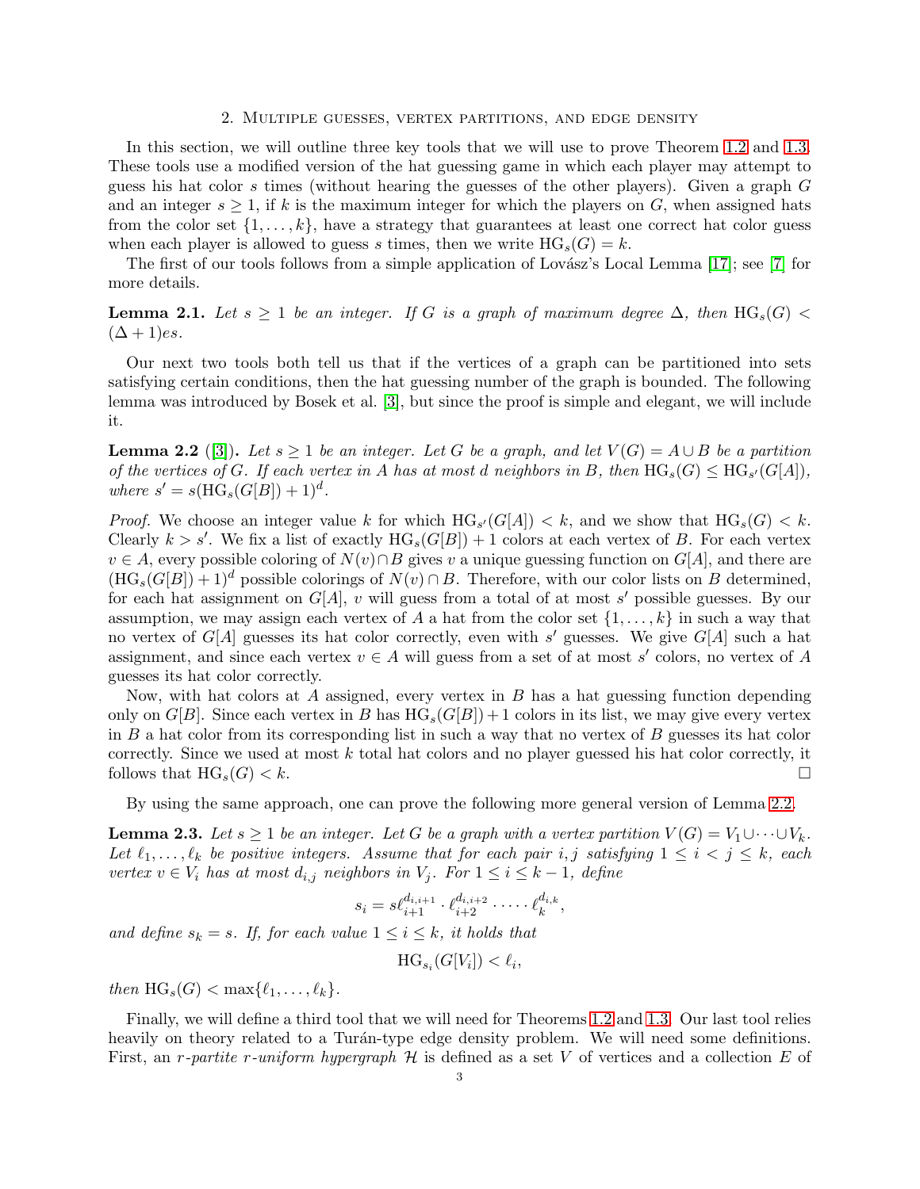## 2. Multiple guesses, vertex partitions, and edge density

In this section, we will outline three key tools that we will use to prove Theorem 1.2 and 1.3. These tools use a modified version of the hat guessing game in which each player may attempt to guess his hat color $s$ times (without hearing the guesses of the other players). Given a graph $G$ and an integer $s \geq 1$, if $k$ is the maximum integer for which the players on $G$, when assigned hats from the color set $\{1, \dots, k\}$, have a strategy that guarantees at least one correct hat color guess when each player is allowed to guess $s$ times, then we write $\mathrm{HG}_s(G) = k$.

The first of our tools follows from a simple application of Lovász's Local Lemma [17]; see [7] for more details.

**Lemma 2.1.** *Let $s \geq 1$ be an integer. If $G$ is a graph of maximum degree $\Delta$, then $\mathrm{HG}_s(G) < (\Delta + 1)es$.*

Our next two tools both tell us that if the vertices of a graph can be partitioned into sets satisfying certain conditions, then the hat guessing number of the graph is bounded. The following lemma was introduced by Bosek et al. [3], but since the proof is simple and elegant, we will include it.

**Lemma 2.2** ([3])**.** *Let $s \geq 1$ be an integer. Let $G$ be a graph, and let $V(G) = A \cup B$ be a partition of the vertices of $G$. If each vertex in $A$ has at most $d$ neighbors in $B$, then $\mathrm{HG}_s(G) \leq \mathrm{HG}_{s'}(G[A])$, where $s' = s(\mathrm{HG}_s(G[B]) + 1)^d$.*

*Proof.* We choose an integer value $k$ for which $\mathrm{HG}_{s'}(G[A]) < k$, and we show that $\mathrm{HG}_s(G) < k$. Clearly $k > s'$. We fix a list of exactly $\mathrm{HG}_s(G[B]) + 1$ colors at each vertex of $B$. For each vertex $v \in A$, every possible coloring of $N(v) \cap B$ gives $v$ a unique guessing function on $G[A]$, and there are $(\mathrm{HG}_s(G[B]) + 1)^d$ possible colorings of $N(v) \cap B$. Therefore, with our color lists on $B$ determined, for each hat assignment on $G[A]$, $v$ will guess from a total of at most $s'$ possible guesses. By our assumption, we may assign each vertex of $A$ a hat from the color set $\{1, \dots, k\}$ in such a way that no vertex of $G[A]$ guesses its hat color correctly, even with $s'$ guesses. We give $G[A]$ such a hat assignment, and since each vertex $v \in A$ will guess from a set of at most $s'$ colors, no vertex of $A$ guesses its hat color correctly.

Now, with hat colors at $A$ assigned, every vertex in $B$ has a hat guessing function depending only on $G[B]$. Since each vertex in $B$ has $\mathrm{HG}_s(G[B]) + 1$ colors in its list, we may give every vertex in $B$ a hat color from its corresponding list in such a way that no vertex of $B$ guesses its hat color correctly. Since we used at most $k$ total hat colors and no player guessed his hat color correctly, it follows that $\mathrm{HG}_s(G) < k$. □

By using the same approach, one can prove the following more general version of Lemma 2.2.

**Lemma 2.3.** *Let $s \geq 1$ be an integer. Let $G$ be a graph with a vertex partition $V(G) = V_1 \cup \dots \cup V_k$. Let $\ell_1, \dots, \ell_k$ be positive integers. Assume that for each pair $i, j$ satisfying $1 \leq i < j \leq k$, each vertex $v \in V_i$ has at most $d_{i,j}$ neighbors in $V_j$. For $1 \leq i \leq k-1$, define*

$$s_i = s\ell_{i+1}^{d_{i,i+1}} \cdot \ell_{i+2}^{d_{i,i+2}} \cdot \dots \cdot \ell_k^{d_{i,k}},$$

*and define $s_k = s$. If, for each value $1 \leq i \leq k$, it holds that*

$$\mathrm{HG}_{s_i}(G[V_i]) < \ell_i,$$

*then $\mathrm{HG}_s(G) < \max\{\ell_1, \dots, \ell_k\}$.*

Finally, we will define a third tool that we will need for Theorems 1.2 and 1.3. Our last tool relies heavily on theory related to a Turán-type edge density problem. We will need some definitions. First, an *$r$-partite $r$-uniform hypergraph* $\mathcal{H}$ is defined as a set $V$ of vertices and a collection $E$ of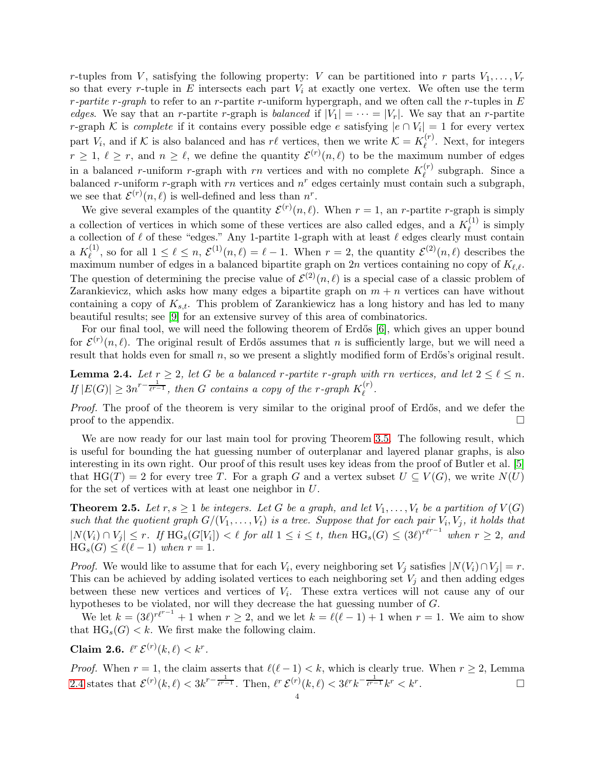$r$-tuples from $V$, satisfying the following property: $V$ can be partitioned into $r$ parts $V_1, \dots, V_r$ so that every $r$-tuple in $E$ intersects each part $V_i$ at exactly one vertex. We often use the term *$r$-partite $r$-graph* to refer to an $r$-partite $r$-uniform hypergraph, and we often call the $r$-tuples in $E$ *edges*. We say that an $r$-partite $r$-graph is *balanced* if $|V_1| = \cdots = |V_r|$. We say that an $r$-partite $r$-graph $\mathcal{K}$ is *complete* if it contains every possible edge $e$ satisfying $|e \cap V_i| = 1$ for every vertex part $V_i$, and if $\mathcal{K}$ is also balanced and has $r\ell$ vertices, then we write $\mathcal{K} = K_\ell^{(r)}$. Next, for integers $r \geq 1$, $\ell \geq r$, and $n \geq \ell$, we define the quantity $\mathcal{E}^{(r)}(n, \ell)$ to be the maximum number of edges in a balanced $r$-uniform $r$-graph with $rn$ vertices and with no complete $K_\ell^{(r)}$ subgraph. Since a balanced $r$-uniform $r$-graph with $rn$ vertices and $n^r$ edges certainly must contain such a subgraph, we see that $\mathcal{E}^{(r)}(n, \ell)$ is well-defined and less than $n^r$.

We give several examples of the quantity $\mathcal{E}^{(r)}(n, \ell)$. When $r = 1$, an $r$-partite $r$-graph is simply a collection of vertices in which some of these vertices are also called edges, and a $K_\ell^{(1)}$ is simply a collection of $\ell$ of these "edges." Any 1-partite 1-graph with at least $\ell$ edges clearly must contain a $K_\ell^{(1)}$, so for all $1 \leq \ell \leq n$, $\mathcal{E}^{(1)}(n, \ell) = \ell - 1$. When $r = 2$, the quantity $\mathcal{E}^{(2)}(n, \ell)$ describes the maximum number of edges in a balanced bipartite graph on $2n$ vertices containing no copy of $K_{\ell,\ell}$. The question of determining the precise value of $\mathcal{E}^{(2)}(n, \ell)$ is a special case of a classic problem of Zarankievicz, which asks how many edges a bipartite graph on $m + n$ vertices can have without containing a copy of $K_{s,t}$. This problem of Zarankiewicz has a long history and has led to many beautiful results; see [9] for an extensive survey of this area of combinatorics.

For our final tool, we will need the following theorem of Erdős [6], which gives an upper bound for $\mathcal{E}^{(r)}(n, \ell)$. The original result of Erdős assumes that $n$ is sufficiently large, but we will need a result that holds even for small $n$, so we present a slightly modified form of Erdős's original result.

**Lemma 2.4.** *Let $r \geq 2$, let $G$ be a balanced $r$-partite $r$-graph with $rn$ vertices, and let $2 \leq \ell \leq n$. If $|E(G)| \geq 3n^{r - \frac{1}{\ell^{r-1}}}$, then $G$ contains a copy of the $r$-graph $K_\ell^{(r)}$.*

*Proof.* The proof of the theorem is very similar to the original proof of Erdős, and we defer the proof to the appendix. $\square$

We are now ready for our last main tool for proving Theorem 3.5. The following result, which is useful for bounding the hat guessing number of outerplanar and layered planar graphs, is also interesting in its own right. Our proof of this result uses key ideas from the proof of Butler et al. [5] that $\mathrm{HG}(T) = 2$ for every tree $T$. For a graph $G$ and a vertex subset $U \subseteq V(G)$, we write $N(U)$ for the set of vertices with at least one neighbor in $U$.

**Theorem 2.5.** *Let $r, s \geq 1$ be integers. Let $G$ be a graph, and let $V_1, \dots, V_t$ be a partition of $V(G)$ such that the quotient graph $G/(V_1, \dots, V_t)$ is a tree. Suppose that for each pair $V_i, V_j$, it holds that $|N(V_i) \cap V_j| \leq r$. If $\mathrm{HG}_s(G[V_i]) < \ell$ for all $1 \leq i \leq t$, then $\mathrm{HG}_s(G) \leq (3\ell)^{r\ell^{r-1}}$ when $r \geq 2$, and $\mathrm{HG}_s(G) \leq \ell(\ell - 1)$ when $r = 1$.*

*Proof.* We would like to assume that for each $V_i$, every neighboring set $V_j$ satisfies $|N(V_i) \cap V_j| = r$. This can be achieved by adding isolated vertices to each neighboring set $V_j$ and then adding edges between these new vertices and vertices of $V_i$. These extra vertices will not cause any of our hypotheses to be violated, nor will they decrease the hat guessing number of $G$.

We let $k = (3\ell)^{r\ell^{r-1}} + 1$ when $r \geq 2$, and we let $k = \ell(\ell - 1) + 1$ when $r = 1$. We aim to show that $\mathrm{HG}_s(G) < k$. We first make the following claim.

**Claim 2.6.** $\ell^r \, \mathcal{E}^{(r)}(k, \ell) < k^r$.

*Proof.* When $r = 1$, the claim asserts that $\ell(\ell - 1) < k$, which is clearly true. When $r \geq 2$, Lemma 2.4 states that $\mathcal{E}^{(r)}(k, \ell) < 3k^{r - \frac{1}{\ell^{r-1}}}$. Then, $\ell^r \, \mathcal{E}^{(r)}(k, \ell) < 3\ell^r k^{-\frac{1}{\ell^{r-1}}} k^r < k^r$. $\square$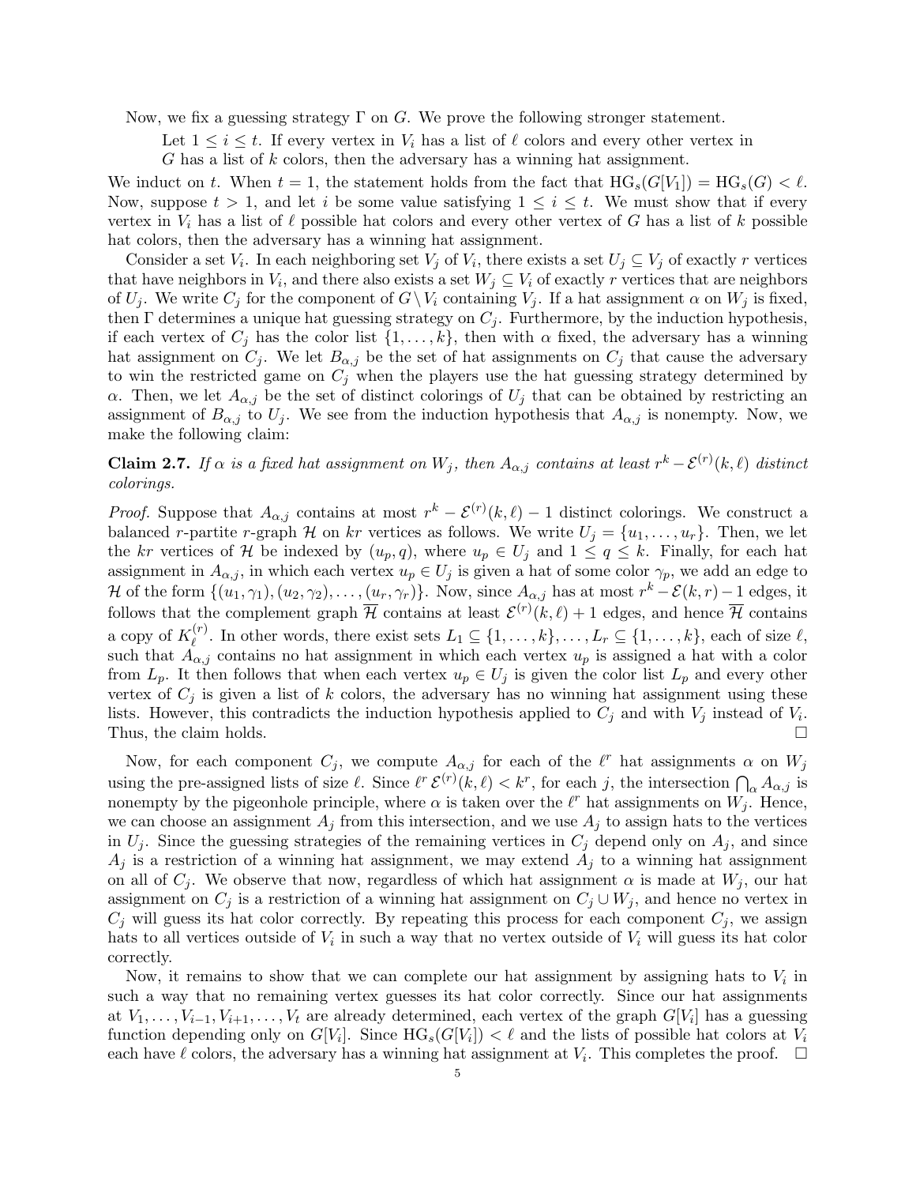Now, we fix a guessing strategy $\Gamma$ on $G$. We prove the following stronger statement.

> Let $1 \leq i \leq t$. If every vertex in $V_i$ has a list of $\ell$ colors and every other vertex in $G$ has a list of $k$ colors, then the adversary has a winning hat assignment.

We induct on $t$. When $t = 1$, the statement holds from the fact that $\mathrm{HG}_s(G[V_1]) = \mathrm{HG}_s(G) < \ell$. Now, suppose $t > 1$, and let $i$ be some value satisfying $1 \leq i \leq t$. We must show that if every vertex in $V_i$ has a list of $\ell$ possible hat colors and every other vertex of $G$ has a list of $k$ possible hat colors, then the adversary has a winning hat assignment.

Consider a set $V_i$. In each neighboring set $V_j$ of $V_i$, there exists a set $U_j \subseteq V_j$ of exactly $r$ vertices that have neighbors in $V_i$, and there also exists a set $W_j \subseteq V_i$ of exactly $r$ vertices that are neighbors of $U_j$. We write $C_j$ for the component of $G \setminus V_i$ containing $V_j$. If a hat assignment $\alpha$ on $W_j$ is fixed, then $\Gamma$ determines a unique hat guessing strategy on $C_j$. Furthermore, by the induction hypothesis, if each vertex of $C_j$ has the color list $\{1, \ldots, k\}$, then with $\alpha$ fixed, the adversary has a winning hat assignment on $C_j$. We let $B_{\alpha,j}$ be the set of hat assignments on $C_j$ that cause the adversary to win the restricted game on $C_j$ when the players use the hat guessing strategy determined by $\alpha$. Then, we let $A_{\alpha,j}$ be the set of distinct colorings of $U_j$ that can be obtained by restricting an assignment of $B_{\alpha,j}$ to $U_j$. We see from the induction hypothesis that $A_{\alpha,j}$ is nonempty. Now, we make the following claim:

**Claim 2.7.** *If $\alpha$ is a fixed hat assignment on $W_j$, then $A_{\alpha,j}$ contains at least $r^k - \mathcal{E}^{(r)}(k, \ell)$ distinct colorings.*

*Proof.* Suppose that $A_{\alpha,j}$ contains at most $r^k - \mathcal{E}^{(r)}(k, \ell) - 1$ distinct colorings. We construct a balanced $r$-partite $r$-graph $\mathcal{H}$ on $kr$ vertices as follows. We write $U_j = \{u_1, \ldots, u_r\}$. Then, we let the $kr$ vertices of $\mathcal{H}$ be indexed by $(u_p, q)$, where $u_p \in U_j$ and $1 \leq q \leq k$. Finally, for each hat assignment in $A_{\alpha,j}$, in which each vertex $u_p \in U_j$ is given a hat of some color $\gamma_p$, we add an edge to $\mathcal{H}$ of the form $\{(u_1, \gamma_1), (u_2, \gamma_2), \ldots, (u_r, \gamma_r)\}$. Now, since $A_{\alpha,j}$ has at most $r^k - \mathcal{E}(k, r) - 1$ edges, it follows that the complement graph $\overline{\mathcal{H}}$ contains at least $\mathcal{E}^{(r)}(k, \ell) + 1$ edges, and hence $\overline{\mathcal{H}}$ contains a copy of $K_\ell^{(r)}$. In other words, there exist sets $L_1 \subseteq \{1, \ldots, k\}, \ldots, L_r \subseteq \{1, \ldots, k\}$, each of size $\ell$, such that $A_{\alpha,j}$ contains no hat assignment in which each vertex $u_p$ is assigned a hat with a color from $L_p$. It then follows that when each vertex $u_p \in U_j$ is given the color list $L_p$ and every other vertex of $C_j$ is given a list of $k$ colors, the adversary has no winning hat assignment using these lists. However, this contradicts the induction hypothesis applied to $C_j$ and with $V_j$ instead of $V_i$. Thus, the claim holds. $\square$

Now, for each component $C_j$, we compute $A_{\alpha,j}$ for each of the $\ell^r$ hat assignments $\alpha$ on $W_j$ using the pre-assigned lists of size $\ell$. Since $\ell^r \mathcal{E}^{(r)}(k, \ell) < k^r$, for each $j$, the intersection $\bigcap_\alpha A_{\alpha,j}$ is nonempty by the pigeonhole principle, where $\alpha$ is taken over the $\ell^r$ hat assignments on $W_j$. Hence, we can choose an assignment $A_j$ from this intersection, and we use $A_j$ to assign hats to the vertices in $U_j$. Since the guessing strategies of the remaining vertices in $C_j$ depend only on $A_j$, and since $A_j$ is a restriction of a winning hat assignment, we may extend $A_j$ to a winning hat assignment on all of $C_j$. We observe that now, regardless of which hat assignment $\alpha$ is made at $W_j$, our hat assignment on $C_j$ is a restriction of a winning hat assignment on $C_j \cup W_j$, and hence no vertex in $C_j$ will guess its hat color correctly. By repeating this process for each component $C_j$, we assign hats to all vertices outside of $V_i$ in such a way that no vertex outside of $V_i$ will guess its hat color correctly.

Now, it remains to show that we can complete our hat assignment by assigning hats to $V_i$ in such a way that no remaining vertex guesses its hat color correctly. Since our hat assignments at $V_1, \ldots, V_{i-1}, V_{i+1}, \ldots, V_t$ are already determined, each vertex of the graph $G[V_i]$ has a guessing function depending only on $G[V_i]$. Since $\mathrm{HG}_s(G[V_i]) < \ell$ and the lists of possible hat colors at $V_i$ each have $\ell$ colors, the adversary has a winning hat assignment at $V_i$. This completes the proof. $\square$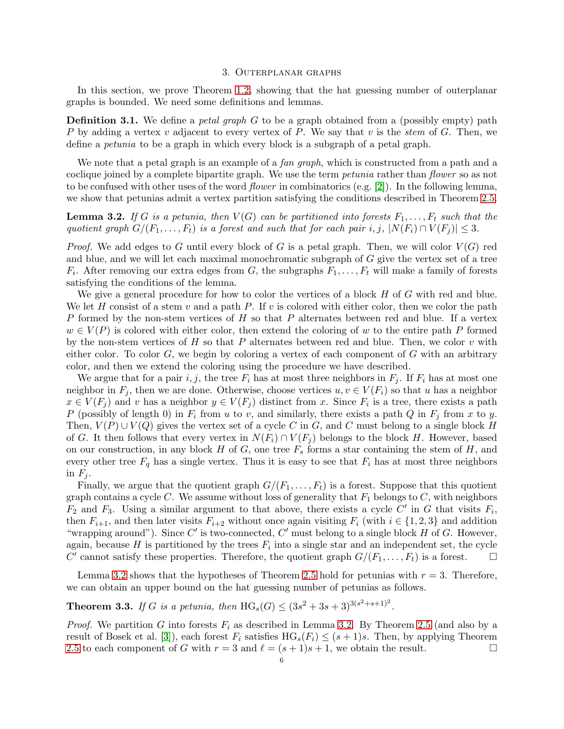## 3. Outerplanar graphs

In this section, we prove Theorem 1.2, showing that the hat guessing number of outerplanar graphs is bounded. We need some definitions and lemmas.

**Definition 3.1.** We define a *petal graph* $G$ to be a graph obtained from a (possibly empty) path $P$ by adding a vertex $v$ adjacent to every vertex of $P$. We say that $v$ is the *stem* of $G$. Then, we define a *petunia* to be a graph in which every block is a subgraph of a petal graph.

We note that a petal graph is an example of a *fan graph*, which is constructed from a path and a coclique joined by a complete bipartite graph. We use the term *petunia* rather than *flower* so as not to be confused with other uses of the word *flower* in combinatorics (e.g. [2]). In the following lemma, we show that petunias admit a vertex partition satisfying the conditions described in Theorem 2.5.

**Lemma 3.2.** *If $G$ is a petunia, then $V(G)$ can be partitioned into forests $F_1, \dots, F_t$ such that the quotient graph $G/(F_1, \dots, F_t)$ is a forest and such that for each pair $i, j$, $|N(F_i) \cap V(F_j)| \leq 3$.*

*Proof.* We add edges to $G$ until every block of $G$ is a petal graph. Then, we will color $V(G)$ red and blue, and we will let each maximal monochromatic subgraph of $G$ give the vertex set of a tree $F_i$. After removing our extra edges from $G$, the subgraphs $F_1, \dots, F_t$ will make a family of forests satisfying the conditions of the lemma.

We give a general procedure for how to color the vertices of a block $H$ of $G$ with red and blue. We let $H$ consist of a stem $v$ and a path $P$. If $v$ is colored with either color, then we color the path $P$ formed by the non-stem vertices of $H$ so that $P$ alternates between red and blue. If a vertex $w \in V(P)$ is colored with either color, then extend the coloring of $w$ to the entire path $P$ formed by the non-stem vertices of $H$ so that $P$ alternates between red and blue. Then, we color $v$ with either color. To color $G$, we begin by coloring a vertex of each component of $G$ with an arbitrary color, and then we extend the coloring using the procedure we have described.

We argue that for a pair $i, j$, the tree $F_i$ has at most three neighbors in $F_j$. If $F_i$ has at most one neighbor in $F_j$, then we are done. Otherwise, choose vertices $u, v \in V(F_i)$ so that $u$ has a neighbor $x \in V(F_j)$ and $v$ has a neighbor $y \in V(F_j)$ distinct from $x$. Since $F_i$ is a tree, there exists a path $P$ (possibly of length 0) in $F_i$ from $u$ to $v$, and similarly, there exists a path $Q$ in $F_j$ from $x$ to $y$. Then, $V(P) \cup V(Q)$ gives the vertex set of a cycle $C$ in $G$, and $C$ must belong to a single block $H$ of $G$. It then follows that every vertex in $N(F_i) \cap V(F_j)$ belongs to the block $H$. However, based on our construction, in any block $H$ of $G$, one tree $F_s$ forms a star containing the stem of $H$, and every other tree $F_q$ has a single vertex. Thus it is easy to see that $F_i$ has at most three neighbors in $F_j$.

Finally, we argue that the quotient graph $G/(F_1, \dots, F_t)$ is a forest. Suppose that this quotient graph contains a cycle $C$. We assume without loss of generality that $F_1$ belongs to $C$, with neighbors $F_2$ and $F_3$. Using a similar argument to that above, there exists a cycle $C'$ in $G$ that visits $F_i$, then $F_{i+1}$, and then later visits $F_{i+2}$ without once again visiting $F_i$ (with $i \in \{1, 2, 3\}$ and addition "wrapping around"). Since $C'$ is two-connected, $C'$ must belong to a single block $H$ of $G$. However, again, because $H$ is partitioned by the trees $F_i$ into a single star and an independent set, the cycle $C'$ cannot satisfy these properties. Therefore, the quotient graph $G/(F_1, \dots, F_t)$ is a forest. $\square$

Lemma 3.2 shows that the hypotheses of Theorem 2.5 hold for petunias with $r = 3$. Therefore, we can obtain an upper bound on the hat guessing number of petunias as follows.

**Theorem 3.3.** *If $G$ is a petunia, then $\mathrm{HG}_s(G) \leq (3s^2 + 3s + 3)^{3(s^2+s+1)^2}$.*

*Proof.* We partition $G$ into forests $F_i$ as described in Lemma 3.2. By Theorem 2.5 (and also by a result of Bosek et al. [3]), each forest $F_i$ satisfies $\mathrm{HG}_s(F_i) \leq (s+1)s$. Then, by applying Theorem 2.5 to each component of $G$ with $r = 3$ and $\ell = (s+1)s + 1$, we obtain the result. $\square$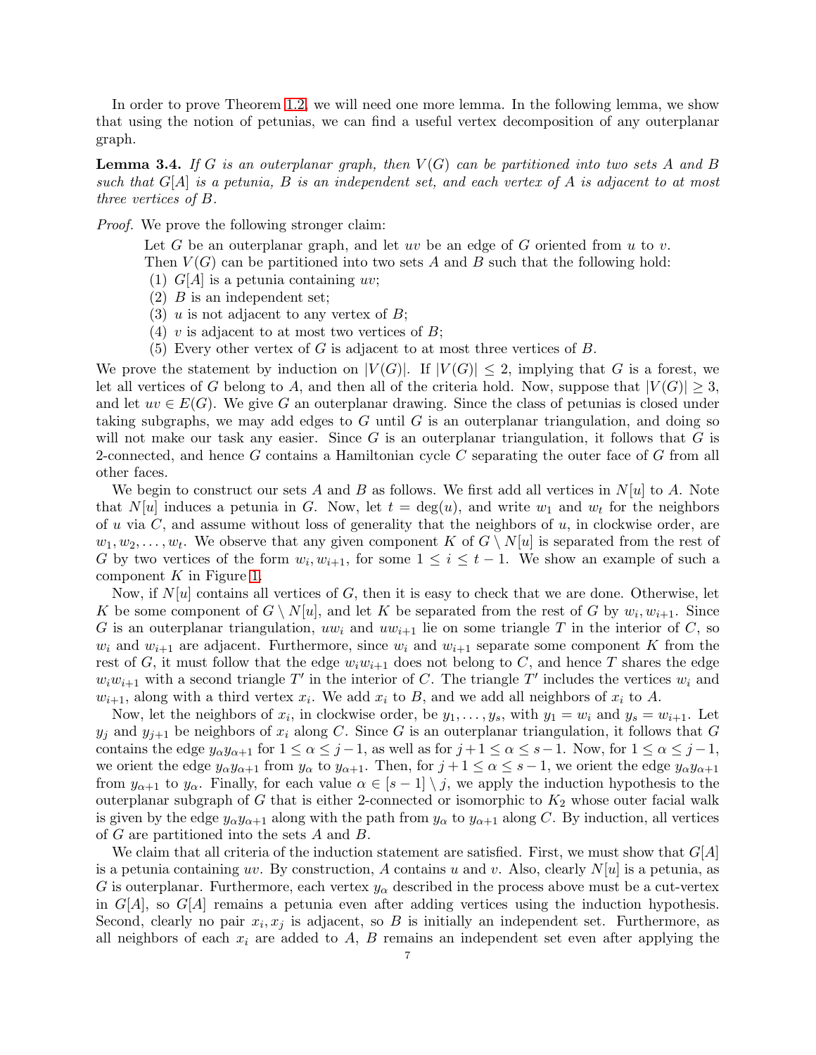In order to prove Theorem 1.2, we will need one more lemma. In the following lemma, we show that using the notion of petunias, we can find a useful vertex decomposition of any outerplanar graph.

**Lemma 3.4.** *If $G$ is an outerplanar graph, then $V(G)$ can be partitioned into two sets $A$ and $B$ such that $G[A]$ is a petunia, $B$ is an independent set, and each vertex of $A$ is adjacent to at most three vertices of $B$.*

*Proof.* We prove the following stronger claim:

> Let $G$ be an outerplanar graph, and let $uv$ be an edge of $G$ oriented from $u$ to $v$. Then $V(G)$ can be partitioned into two sets $A$ and $B$ such that the following hold:
> (1) $G[A]$ is a petunia containing $uv$;
> (2) $B$ is an independent set;
> (3) $u$ is not adjacent to any vertex of $B$;
> (4) $v$ is adjacent to at most two vertices of $B$;
> (5) Every other vertex of $G$ is adjacent to at most three vertices of $B$.

We prove the statement by induction on $|V(G)|$. If $|V(G)| \leq 2$, implying that $G$ is a forest, we let all vertices of $G$ belong to $A$, and then all of the criteria hold. Now, suppose that $|V(G)| \geq 3$, and let $uv \in E(G)$. We give $G$ an outerplanar drawing. Since the class of petunias is closed under taking subgraphs, we may add edges to $G$ until $G$ is an outerplanar triangulation, and doing so will not make our task any easier. Since $G$ is an outerplanar triangulation, it follows that $G$ is 2-connected, and hence $G$ contains a Hamiltonian cycle $C$ separating the outer face of $G$ from all other faces.

We begin to construct our sets $A$ and $B$ as follows. We first add all vertices in $N[u]$ to $A$. Note that $N[u]$ induces a petunia in $G$. Now, let $t = \deg(u)$, and write $w_1$ and $w_t$ for the neighbors of $u$ via $C$, and assume without loss of generality that the neighbors of $u$, in clockwise order, are $w_1, w_2, \ldots, w_t$. We observe that any given component $K$ of $G \setminus N[u]$ is separated from the rest of $G$ by two vertices of the form $w_i, w_{i+1}$, for some $1 \leq i \leq t-1$. We show an example of such a component $K$ in Figure 1.

Now, if $N[u]$ contains all vertices of $G$, then it is easy to check that we are done. Otherwise, let $K$ be some component of $G \setminus N[u]$, and let $K$ be separated from the rest of $G$ by $w_i, w_{i+1}$. Since $G$ is an outerplanar triangulation, $uw_i$ and $uw_{i+1}$ lie on some triangle $T$ in the interior of $C$, so $w_i$ and $w_{i+1}$ are adjacent. Furthermore, since $w_i$ and $w_{i+1}$ separate some component $K$ from the rest of $G$, it must follow that the edge $w_iw_{i+1}$ does not belong to $C$, and hence $T$ shares the edge $w_iw_{i+1}$ with a second triangle $T'$ in the interior of $C$. The triangle $T'$ includes the vertices $w_i$ and $w_{i+1}$, along with a third vertex $x_i$. We add $x_i$ to $B$, and we add all neighbors of $x_i$ to $A$.

Now, let the neighbors of $x_i$, in clockwise order, be $y_1, \ldots, y_s$, with $y_1 = w_i$ and $y_s = w_{i+1}$. Let $y_j$ and $y_{j+1}$ be neighbors of $x_i$ along $C$. Since $G$ is an outerplanar triangulation, it follows that $G$ contains the edge $y_\alpha y_{\alpha+1}$ for $1 \leq \alpha \leq j-1$, as well as for $j+1 \leq \alpha \leq s-1$. Now, for $1 \leq \alpha \leq j-1$, we orient the edge $y_\alpha y_{\alpha+1}$ from $y_\alpha$ to $y_{\alpha+1}$. Then, for $j+1 \leq \alpha \leq s-1$, we orient the edge $y_\alpha y_{\alpha+1}$ from $y_{\alpha+1}$ to $y_\alpha$. Finally, for each value $\alpha \in [s-1] \setminus j$, we apply the induction hypothesis to the outerplanar subgraph of $G$ that is either 2-connected or isomorphic to $K_2$ whose outer facial walk is given by the edge $y_\alpha y_{\alpha+1}$ along with the path from $y_\alpha$ to $y_{\alpha+1}$ along $C$. By induction, all vertices of $G$ are partitioned into the sets $A$ and $B$.

We claim that all criteria of the induction statement are satisfied. First, we must show that $G[A]$ is a petunia containing $uv$. By construction, $A$ contains $u$ and $v$. Also, clearly $N[u]$ is a petunia, as $G$ is outerplanar. Furthermore, each vertex $y_\alpha$ described in the process above must be a cut-vertex in $G[A]$, so $G[A]$ remains a petunia even after adding vertices using the induction hypothesis. Second, clearly no pair $x_i, x_j$ is adjacent, so $B$ is initially an independent set. Furthermore, as all neighbors of each $x_i$ are added to $A$, $B$ remains an independent set even after applying the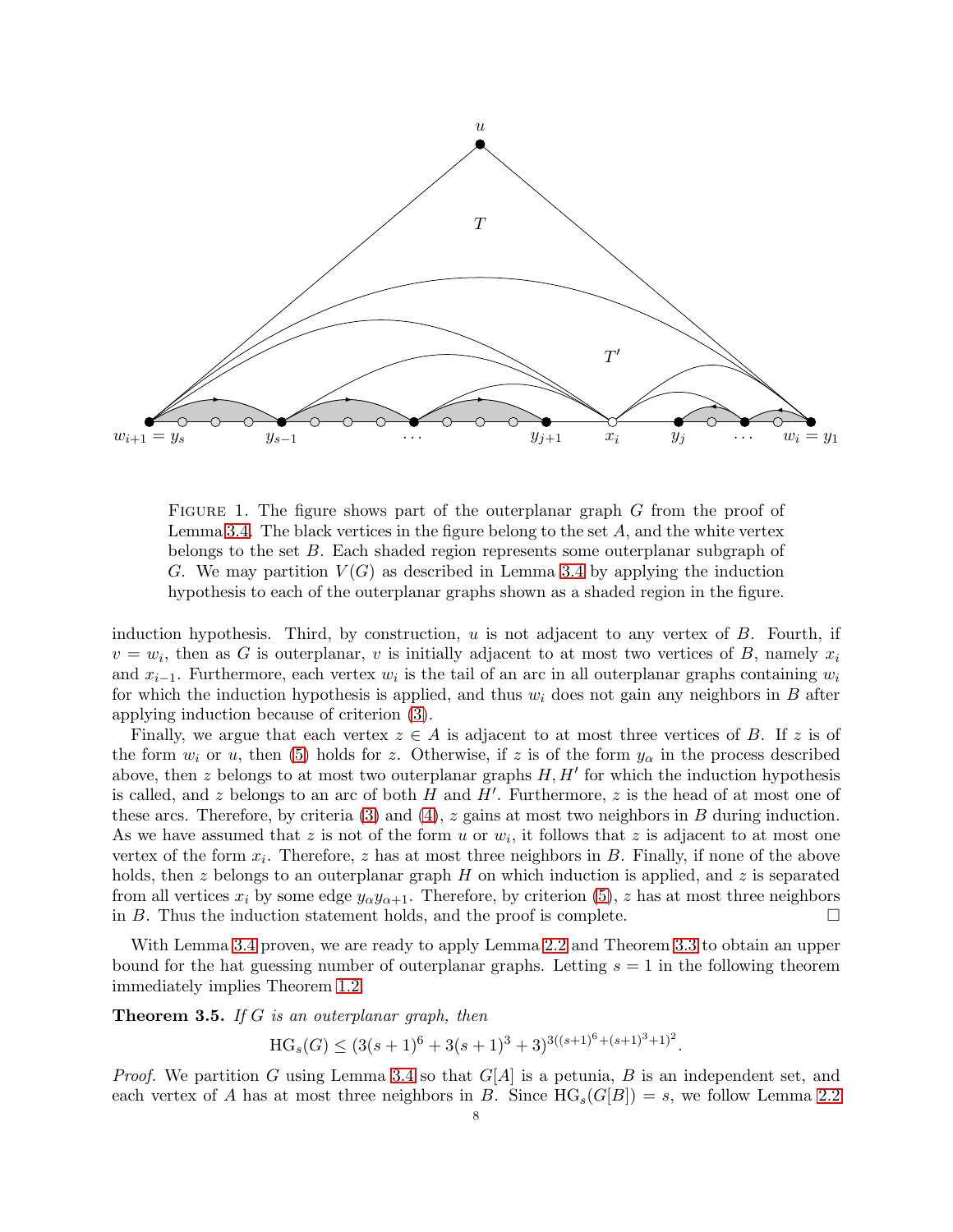FIGURE 1. The figure shows part of the outerplanar graph $G$ from the proof of Lemma 3.4. The black vertices in the figure belong to the set $A$, and the white vertex belongs to the set $B$. Each shaded region represents some outerplanar subgraph of $G$. We may partition $V(G)$ as described in Lemma 3.4 by applying the induction hypothesis to each of the outerplanar graphs shown as a shaded region in the figure.

induction hypothesis. Third, by construction, $u$ is not adjacent to any vertex of $B$. Fourth, if $v = w_i$, then as $G$ is outerplanar, $v$ is initially adjacent to at most two vertices of $B$, namely $x_i$ and $x_{i-1}$. Furthermore, each vertex $w_i$ is the tail of an arc in all outerplanar graphs containing $w_i$ for which the induction hypothesis is applied, and thus $w_i$ does not gain any neighbors in $B$ after applying induction because of criterion (3).

Finally, we argue that each vertex $z \in A$ is adjacent to at most three vertices of $B$. If $z$ is of the form $w_i$ or $u$, then (5) holds for $z$. Otherwise, if $z$ is of the form $y_\alpha$ in the process described above, then $z$ belongs to at most two outerplanar graphs $H, H'$ for which the induction hypothesis is called, and $z$ belongs to an arc of both $H$ and $H'$. Furthermore, $z$ is the head of at most one of these arcs. Therefore, by criteria (3) and (4), $z$ gains at most two neighbors in $B$ during induction. As we have assumed that $z$ is not of the form $u$ or $w_i$, it follows that $z$ is adjacent to at most one vertex of the form $x_i$. Therefore, $z$ has at most three neighbors in $B$. Finally, if none of the above holds, then $z$ belongs to an outerplanar graph $H$ on which induction is applied, and $z$ is separated from all vertices $x_i$ by some edge $y_\alpha y_{\alpha+1}$. Therefore, by criterion (5), $z$ has at most three neighbors in $B$. Thus the induction statement holds, and the proof is complete. □

With Lemma 3.4 proven, we are ready to apply Lemma 2.2 and Theorem 3.3 to obtain an upper bound for the hat guessing number of outerplanar graphs. Letting $s = 1$ in the following theorem immediately implies Theorem 1.2.

**Theorem 3.5.** *If $G$ is an outerplanar graph, then*

$$\mathrm{HG}_s(G) \leq (3(s+1)^6 + 3(s+1)^3 + 3)^{3((s+1)^6+(s+1)^3+1)^2}.$$

*Proof.* We partition $G$ using Lemma 3.4 so that $G[A]$ is a petunia, $B$ is an independent set, and each vertex of $A$ has at most three neighbors in $B$. Since $\mathrm{HG}_s(G[B]) = s$, we follow Lemma 2.2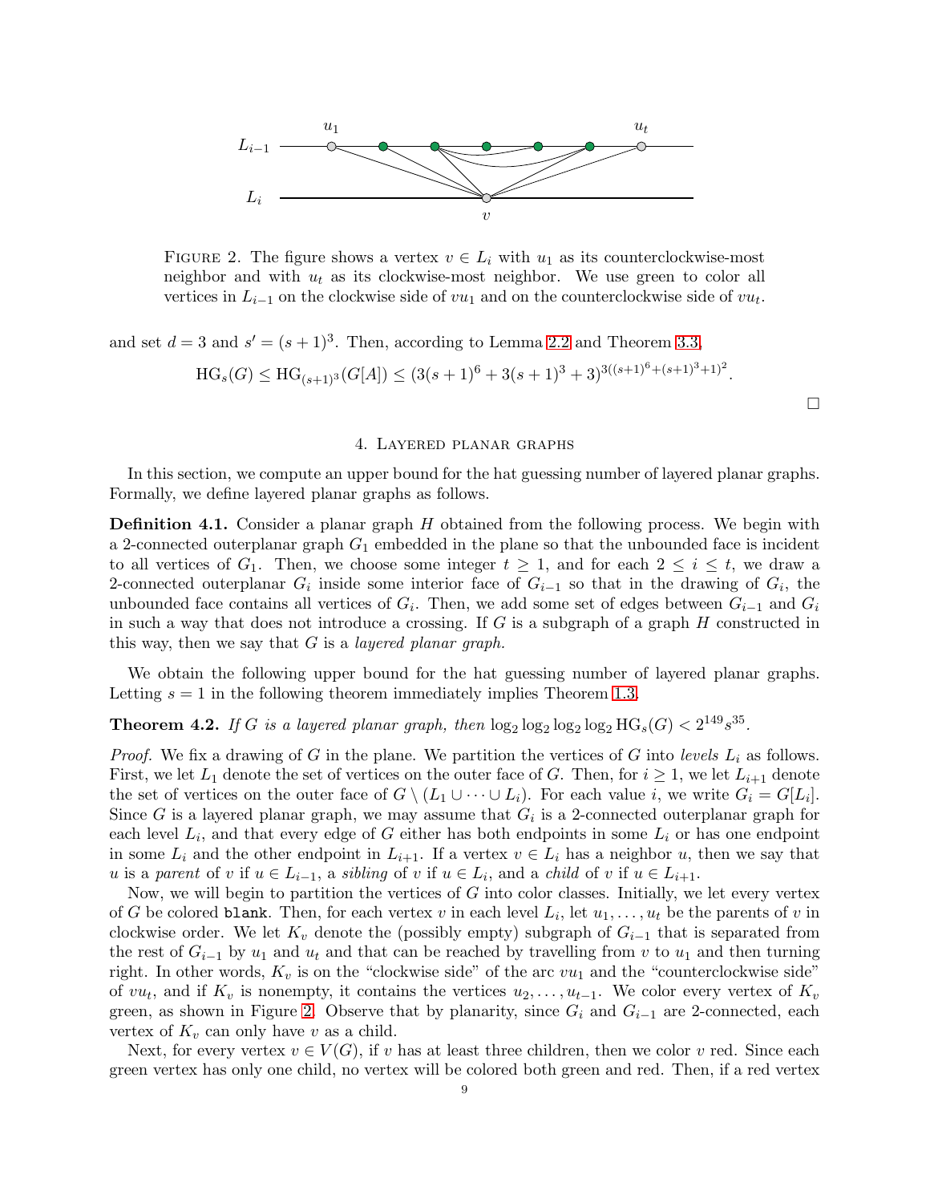FIGURE 2. The figure shows a vertex $v \in L_i$ with $u_1$ as its counterclockwise-most neighbor and with $u_t$ as its clockwise-most neighbor. We use green to color all vertices in $L_{i-1}$ on the clockwise side of $vu_1$ and on the counterclockwise side of $vu_t$.

and set $d = 3$ and $s' = (s+1)^3$. Then, according to Lemma 2.2 and Theorem 3.3,

$$\mathrm{HG}_s(G) \le \mathrm{HG}_{(s+1)^3}(G[A]) \le (3(s+1)^6 + 3(s+1)^3 + 3)^{3((s+1)^6+(s+1)^3+1)^2}.$$

□

## 4. Layered planar graphs

In this section, we compute an upper bound for the hat guessing number of layered planar graphs. Formally, we define layered planar graphs as follows.

**Definition 4.1.** Consider a planar graph $H$ obtained from the following process. We begin with a 2-connected outerplanar graph $G_1$ embedded in the plane so that the unbounded face is incident to all vertices of $G_1$. Then, we choose some integer $t \ge 1$, and for each $2 \le i \le t$, we draw a 2-connected outerplanar $G_i$ inside some interior face of $G_{i-1}$ so that in the drawing of $G_i$, the unbounded face contains all vertices of $G_i$. Then, we add some set of edges between $G_{i-1}$ and $G_i$ in such a way that does not introduce a crossing. If $G$ is a subgraph of a graph $H$ constructed in this way, then we say that $G$ is a *layered planar graph.*

We obtain the following upper bound for the hat guessing number of layered planar graphs. Letting $s = 1$ in the following theorem immediately implies Theorem 1.3.

**Theorem 4.2.** *If $G$ is a layered planar graph, then* $\log_2 \log_2 \log_2 \log_2 \mathrm{HG}_s(G) < 2^{149} s^{35}$.

*Proof.* We fix a drawing of $G$ in the plane. We partition the vertices of $G$ into *levels* $L_i$ as follows. First, we let $L_1$ denote the set of vertices on the outer face of $G$. Then, for $i \ge 1$, we let $L_{i+1}$ denote the set of vertices on the outer face of $G \setminus (L_1 \cup \cdots \cup L_i)$. For each value $i$, we write $G_i = G[L_i]$. Since $G$ is a layered planar graph, we may assume that $G_i$ is a 2-connected outerplanar graph for each level $L_i$, and that every edge of $G$ either has both endpoints in some $L_i$ or has one endpoint in some $L_i$ and the other endpoint in $L_{i+1}$. If a vertex $v \in L_i$ has a neighbor $u$, then we say that $u$ is a *parent* of $v$ if $u \in L_{i-1}$, a *sibling* of $v$ if $u \in L_i$, and a *child* of $v$ if $u \in L_{i+1}$.

Now, we will begin to partition the vertices of $G$ into color classes. Initially, we let every vertex of $G$ be colored `blank`. Then, for each vertex $v$ in each level $L_i$, let $u_1, \ldots, u_t$ be the parents of $v$ in clockwise order. We let $K_v$ denote the (possibly empty) subgraph of $G_{i-1}$ that is separated from the rest of $G_{i-1}$ by $u_1$ and $u_t$ and that can be reached by travelling from $v$ to $u_1$ and then turning right. In other words, $K_v$ is on the "clockwise side" of the arc $vu_1$ and the "counterclockwise side" of $vu_t$, and if $K_v$ is nonempty, it contains the vertices $u_2, \ldots, u_{t-1}$. We color every vertex of $K_v$ green, as shown in Figure 2. Observe that by planarity, since $G_i$ and $G_{i-1}$ are 2-connected, each vertex of $K_v$ can only have $v$ as a child.

Next, for every vertex $v \in V(G)$, if $v$ has at least three children, then we color $v$ red. Since each green vertex has only one child, no vertex will be colored both green and red. Then, if a red vertex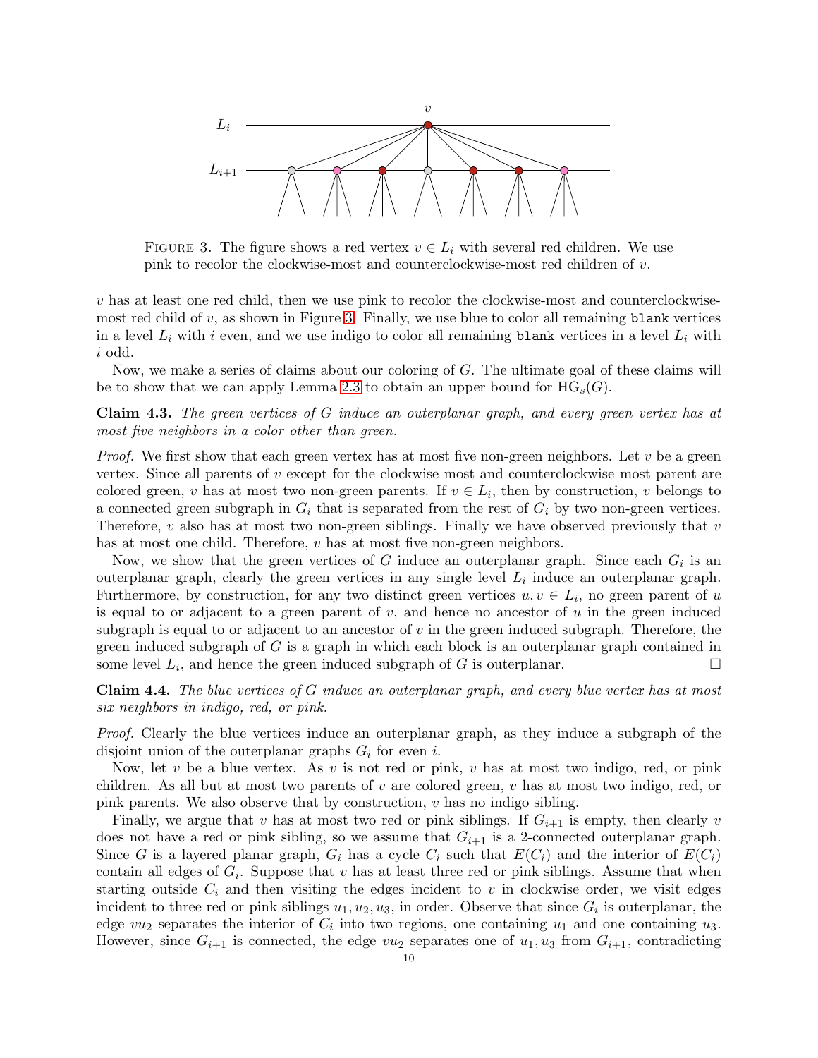FIGURE 3. The figure shows a red vertex $v \in L_i$ with several red children. We use pink to recolor the clockwise-most and counterclockwise-most red children of $v$.

$v$ has at least one red child, then we use pink to recolor the clockwise-most and counterclockwise-most red child of $v$, as shown in Figure 3. Finally, we use blue to color all remaining `blank` vertices in a level $L_i$ with $i$ even, and we use indigo to color all remaining `blank` vertices in a level $L_i$ with $i$ odd.

Now, we make a series of claims about our coloring of $G$. The ultimate goal of these claims will be to show that we can apply Lemma 2.3 to obtain an upper bound for $\mathrm{HG}_s(G)$.

**Claim 4.3.** *The green vertices of $G$ induce an outerplanar graph, and every green vertex has at most five neighbors in a color other than green.*

*Proof.* We first show that each green vertex has at most five non-green neighbors. Let $v$ be a green vertex. Since all parents of $v$ except for the clockwise most and counterclockwise most parent are colored green, $v$ has at most two non-green parents. If $v \in L_i$, then by construction, $v$ belongs to a connected green subgraph in $G_i$ that is separated from the rest of $G_i$ by two non-green vertices. Therefore, $v$ also has at most two non-green siblings. Finally we have observed previously that $v$ has at most one child. Therefore, $v$ has at most five non-green neighbors.

Now, we show that the green vertices of $G$ induce an outerplanar graph. Since each $G_i$ is an outerplanar graph, clearly the green vertices in any single level $L_i$ induce an outerplanar graph. Furthermore, by construction, for any two distinct green vertices $u, v \in L_i$, no green parent of $u$ is equal to or adjacent to a green parent of $v$, and hence no ancestor of $u$ in the green induced subgraph is equal to or adjacent to an ancestor of $v$ in the green induced subgraph. Therefore, the green induced subgraph of $G$ is a graph in which each block is an outerplanar graph contained in some level $L_i$, and hence the green induced subgraph of $G$ is outerplanar. □

**Claim 4.4.** *The blue vertices of $G$ induce an outerplanar graph, and every blue vertex has at most six neighbors in indigo, red, or pink.*

*Proof.* Clearly the blue vertices induce an outerplanar graph, as they induce a subgraph of the disjoint union of the outerplanar graphs $G_i$ for even $i$.

Now, let $v$ be a blue vertex. As $v$ is not red or pink, $v$ has at most two indigo, red, or pink children. As all but at most two parents of $v$ are colored green, $v$ has at most two indigo, red, or pink parents. We also observe that by construction, $v$ has no indigo sibling.

Finally, we argue that $v$ has at most two red or pink siblings. If $G_{i+1}$ is empty, then clearly $v$ does not have a red or pink sibling, so we assume that $G_{i+1}$ is a 2-connected outerplanar graph. Since $G$ is a layered planar graph, $G_i$ has a cycle $C_i$ such that $E(C_i)$ and the interior of $E(C_i)$ contain all edges of $G_i$. Suppose that $v$ has at least three red or pink siblings. Assume that when starting outside $C_i$ and then visiting the edges incident to $v$ in clockwise order, we visit edges incident to three red or pink siblings $u_1, u_2, u_3$, in order. Observe that since $G_i$ is outerplanar, the edge $vu_2$ separates the interior of $C_i$ into two regions, one containing $u_1$ and one containing $u_3$. However, since $G_{i+1}$ is connected, the edge $vu_2$ separates one of $u_1, u_3$ from $G_{i+1}$, contradicting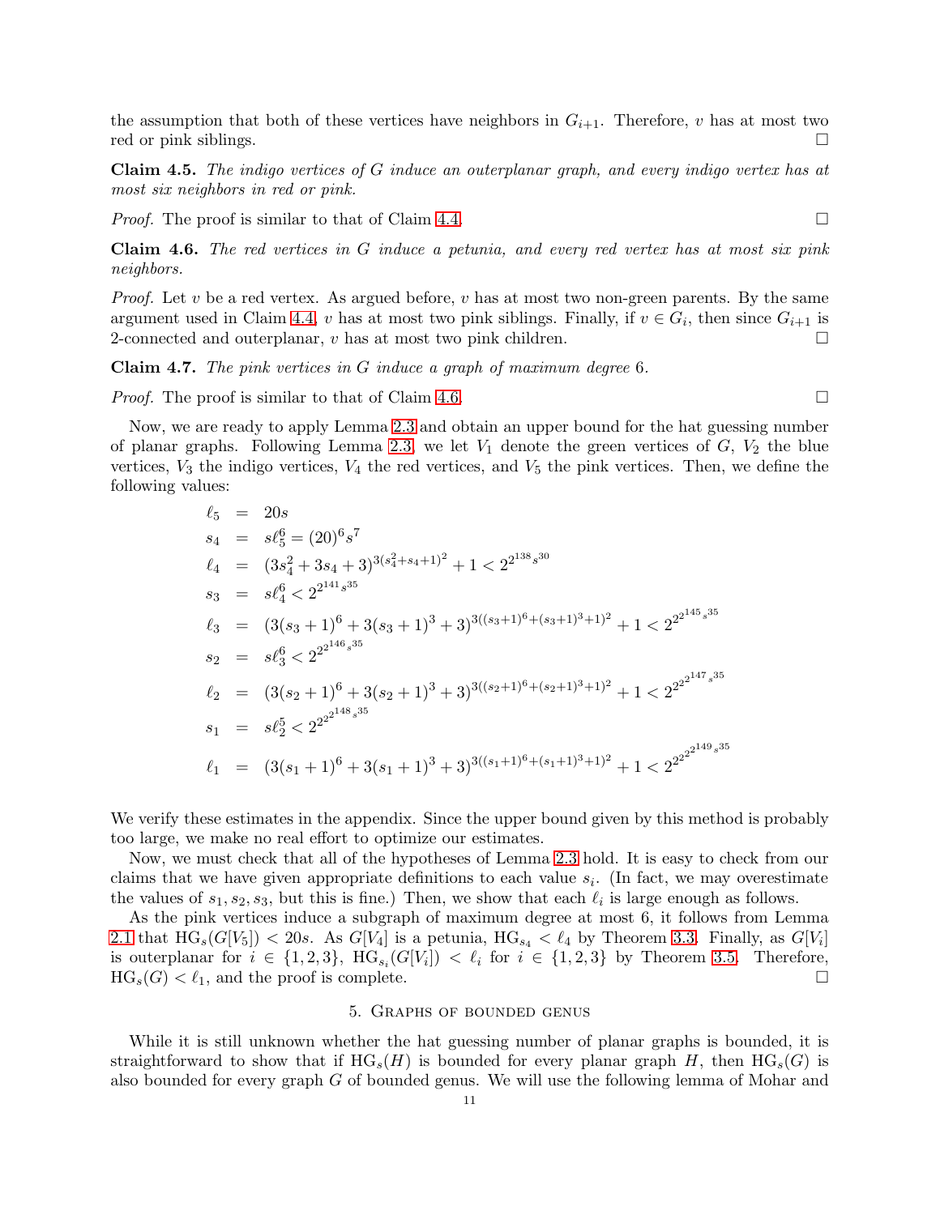the assumption that both of these vertices have neighbors in $G_{i+1}$. Therefore, $v$ has at most two red or pink siblings. □

**Claim 4.5.** *The indigo vertices of $G$ induce an outerplanar graph, and every indigo vertex has at most six neighbors in red or pink.*

*Proof.* The proof is similar to that of Claim 4.4. □

**Claim 4.6.** *The red vertices in $G$ induce a petunia, and every red vertex has at most six pink neighbors.*

*Proof.* Let $v$ be a red vertex. As argued before, $v$ has at most two non-green parents. By the same argument used in Claim 4.4, $v$ has at most two pink siblings. Finally, if $v \in G_i$, then since $G_{i+1}$ is 2-connected and outerplanar, $v$ has at most two pink children. □

**Claim 4.7.** *The pink vertices in $G$ induce a graph of maximum degree 6.*

*Proof.* The proof is similar to that of Claim 4.6. □

Now, we are ready to apply Lemma 2.3 and obtain an upper bound for the hat guessing number of planar graphs. Following Lemma 2.3, we let $V_1$ denote the green vertices of $G$, $V_2$ the blue vertices, $V_3$ the indigo vertices, $V_4$ the red vertices, and $V_5$ the pink vertices. Then, we define the following values:

$$
\begin{aligned}
\ell_5 &= 20s \\
s_4 &= s\ell_5^6 = (20)^6 s^7 \\
\ell_4 &= (3s_4^2 + 3s_4 + 3)^{3(s_4^2+s_4+1)^2} + 1 < 2^{2^{138}s^{30}} \\
s_3 &= s\ell_4^6 < 2^{2^{141}s^{35}} \\
\ell_3 &= (3(s_3+1)^6 + 3(s_3+1)^3 + 3)^{3((s_3+1)^6+(s_3+1)^3+1)^2} + 1 < 2^{2^{2^{145}s^{35}}} \\
s_2 &= s\ell_3^6 < 2^{2^{2^{146}s^{35}}} \\
\ell_2 &= (3(s_2+1)^6 + 3(s_2+1)^3 + 3)^{3((s_2+1)^6+(s_2+1)^3+1)^2} + 1 < 2^{2^{2^{2^{147}s^{35}}}} \\
s_1 &= s\ell_2^5 < 2^{2^{2^{2^{148}s^{35}}}} \\
\ell_1 &= (3(s_1+1)^6 + 3(s_1+1)^3 + 3)^{3((s_1+1)^6+(s_1+1)^3+1)^2} + 1 < 2^{2^{2^{2^{2^{149}s^{35}}}}}
\end{aligned}
$$

We verify these estimates in the appendix. Since the upper bound given by this method is probably too large, we make no real effort to optimize our estimates.

Now, we must check that all of the hypotheses of Lemma 2.3 hold. It is easy to check from our claims that we have given appropriate definitions to each value $s_i$. (In fact, we may overestimate the values of $s_1, s_2, s_3$, but this is fine.) Then, we show that each $\ell_i$ is large enough as follows.

As the pink vertices induce a subgraph of maximum degree at most 6, it follows from Lemma 2.1 that $\mathrm{HG}_s(G[V_5]) < 20s$. As $G[V_4]$ is a petunia, $\mathrm{HG}_{s_4} < \ell_4$ by Theorem 3.3. Finally, as $G[V_i]$ is outerplanar for $i \in \{1, 2, 3\}$, $\mathrm{HG}_{s_i}(G[V_i]) < \ell_i$ for $i \in \{1, 2, 3\}$ by Theorem 3.5. Therefore, $\mathrm{HG}_s(G) < \ell_1$, and the proof is complete. □

## 5. Graphs of bounded genus

While it is still unknown whether the hat guessing number of planar graphs is bounded, it is straightforward to show that if $\mathrm{HG}_s(H)$ is bounded for every planar graph $H$, then $\mathrm{HG}_s(G)$ is also bounded for every graph $G$ of bounded genus. We will use the following lemma of Mohar and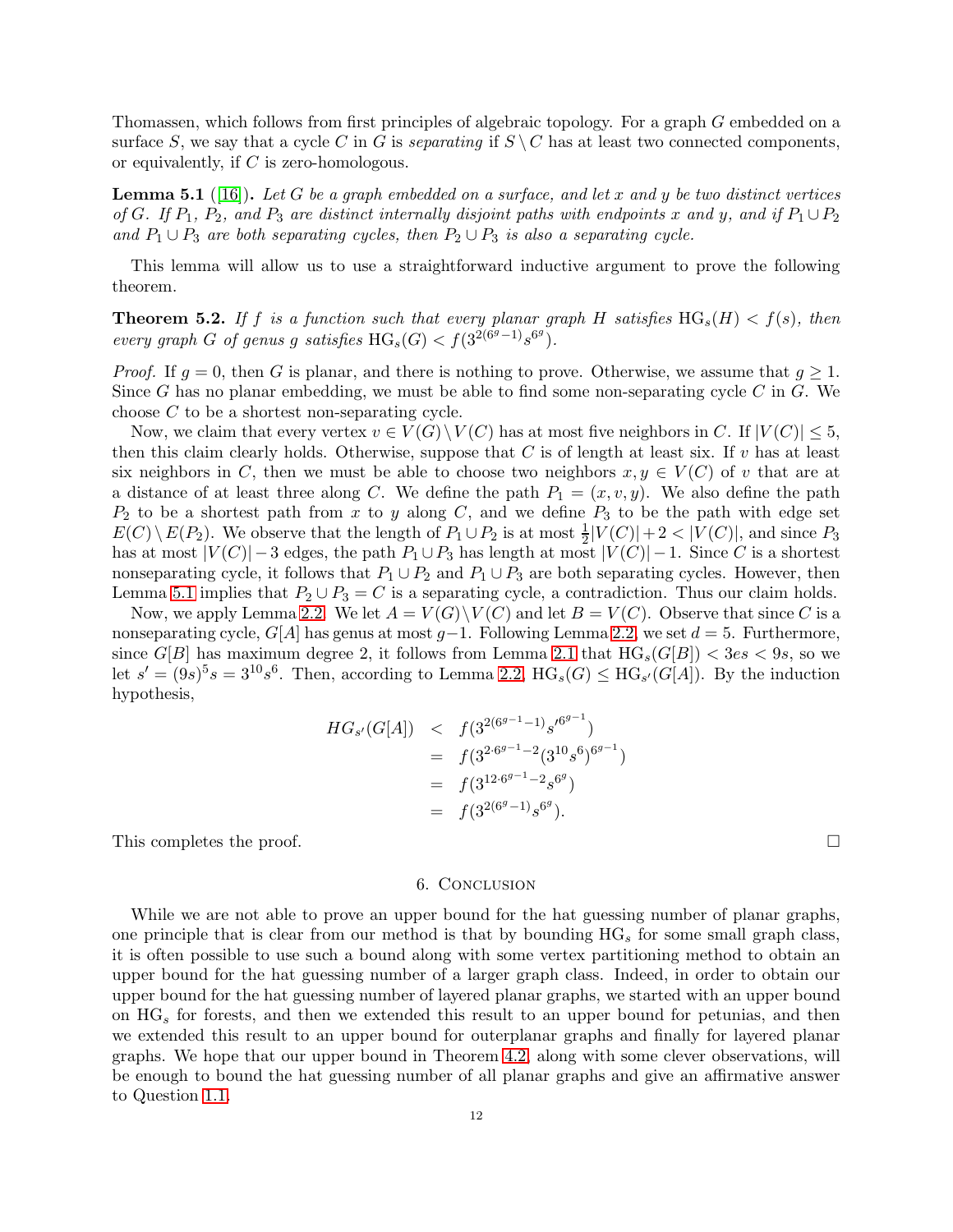Thomassen, which follows from first principles of algebraic topology. For a graph $G$ embedded on a surface $S$, we say that a cycle $C$ in $G$ is *separating* if $S \setminus C$ has at least two connected components, or equivalently, if $C$ is zero-homologous.

**Lemma 5.1** ([16]). *Let $G$ be a graph embedded on a surface, and let $x$ and $y$ be two distinct vertices of $G$. If $P_1$, $P_2$, and $P_3$ are distinct internally disjoint paths with endpoints $x$ and $y$, and if $P_1 \cup P_2$ and $P_1 \cup P_3$ are both separating cycles, then $P_2 \cup P_3$ is also a separating cycle.*

This lemma will allow us to use a straightforward inductive argument to prove the following theorem.

**Theorem 5.2.** *If $f$ is a function such that every planar graph $H$ satisfies $\mathrm{HG}_s(H) < f(s)$, then every graph $G$ of genus $g$ satisfies $\mathrm{HG}_s(G) < f(3^{2(6^g-1)}s^{6^g})$.*

*Proof.* If $g = 0$, then $G$ is planar, and there is nothing to prove. Otherwise, we assume that $g \geq 1$. Since $G$ has no planar embedding, we must be able to find some non-separating cycle $C$ in $G$. We choose $C$ to be a shortest non-separating cycle.

Now, we claim that every vertex $v \in V(G) \setminus V(C)$ has at most five neighbors in $C$. If $|V(C)| \leq 5$, then this claim clearly holds. Otherwise, suppose that $C$ is of length at least six. If $v$ has at least six neighbors in $C$, then we must be able to choose two neighbors $x, y \in V(C)$ of $v$ that are at a distance of at least three along $C$. We define the path $P_1 = (x, v, y)$. We also define the path $P_2$ to be a shortest path from $x$ to $y$ along $C$, and we define $P_3$ to be the path with edge set $E(C) \setminus E(P_2)$. We observe that the length of $P_1 \cup P_2$ is at most $\frac{1}{2}|V(C)| + 2 < |V(C)|$, and since $P_3$ has at most $|V(C)| - 3$ edges, the path $P_1 \cup P_3$ has length at most $|V(C)| - 1$. Since $C$ is a shortest nonseparating cycle, it follows that $P_1 \cup P_2$ and $P_1 \cup P_3$ are both separating cycles. However, then Lemma 5.1 implies that $P_2 \cup P_3 = C$ is a separating cycle, a contradiction. Thus our claim holds.

Now, we apply Lemma 2.2. We let $A = V(G) \setminus V(C)$ and let $B = V(C)$. Observe that since $C$ is a nonseparating cycle, $G[A]$ has genus at most $g-1$. Following Lemma 2.2, we set $d = 5$. Furthermore, since $G[B]$ has maximum degree 2, it follows from Lemma 2.1 that $\mathrm{HG}_s(G[B]) < 3es < 9s$, so we let $s' = (9s)^5 s = 3^{10}s^6$. Then, according to Lemma 2.2, $\mathrm{HG}_s(G) \leq \mathrm{HG}_{s'}(G[A])$. By the induction hypothesis,

$$
\begin{aligned}
HG_{s'}(G[A]) &< f(3^{2(6^{g-1}-1)}s'^{6^{g-1}}) \\
&= f(3^{2\cdot 6^{g-1}-2}(3^{10}s^6)^{6^{g-1}}) \\
&= f(3^{12\cdot 6^{g-1}-2}s^{6^g}) \\
&= f(3^{2(6^g-1)}s^{6^g}).
\end{aligned}
$$

This completes the proof. $\square$

## 6. Conclusion

While we are not able to prove an upper bound for the hat guessing number of planar graphs, one principle that is clear from our method is that by bounding $\mathrm{HG}_s$ for some small graph class, it is often possible to use such a bound along with some vertex partitioning method to obtain an upper bound for the hat guessing number of a larger graph class. Indeed, in order to obtain our upper bound for the hat guessing number of layered planar graphs, we started with an upper bound on $\mathrm{HG}_s$ for forests, and then we extended this result to an upper bound for petunias, and then we extended this result to an upper bound for outerplanar graphs and finally for layered planar graphs. We hope that our upper bound in Theorem 4.2, along with some clever observations, will be enough to bound the hat guessing number of all planar graphs and give an affirmative answer to Question 1.1.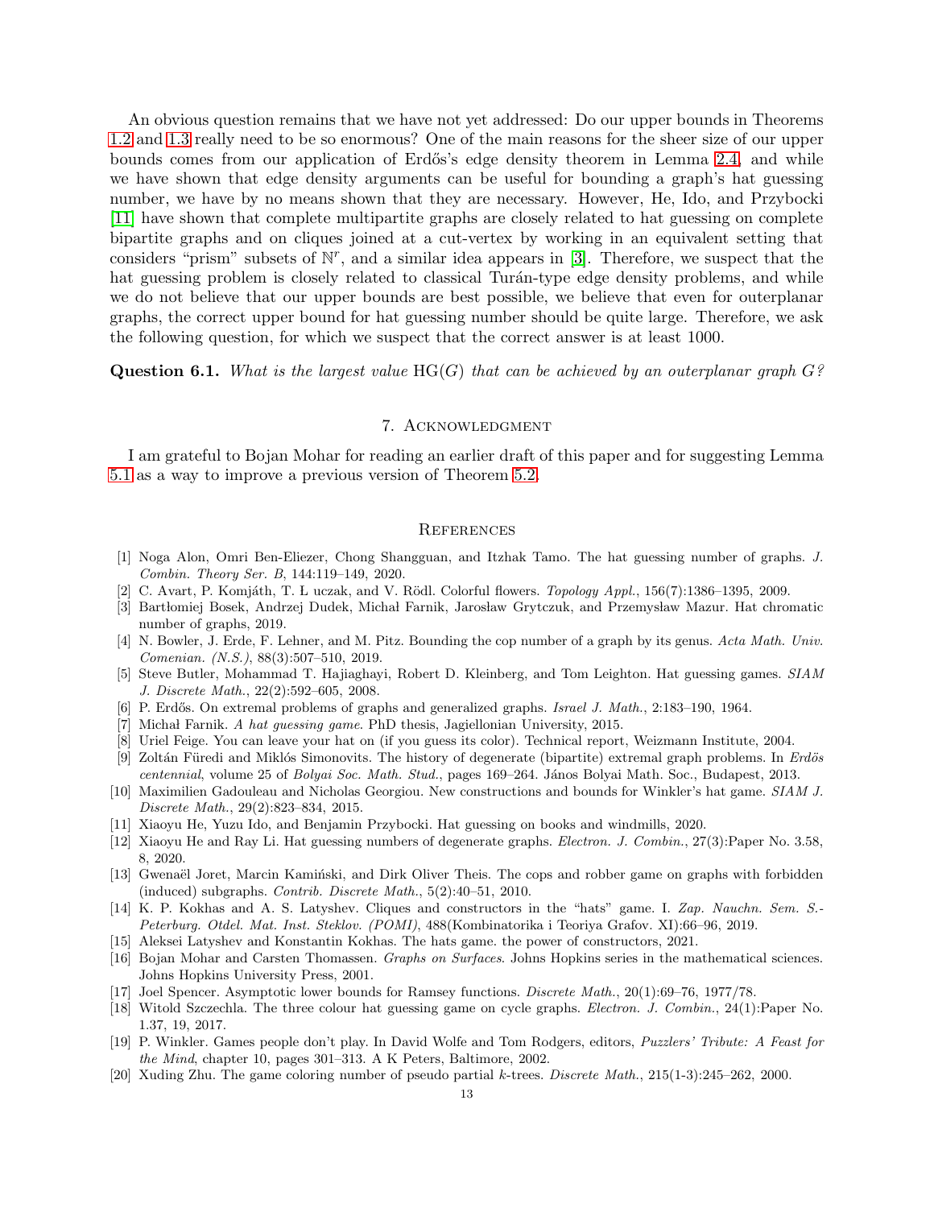An obvious question remains that we have not yet addressed: Do our upper bounds in Theorems 1.2 and 1.3 really need to be so enormous? One of the main reasons for the sheer size of our upper bounds comes from our application of Erdős's edge density theorem in Lemma 2.4, and while we have shown that edge density arguments can be useful for bounding a graph's hat guessing number, we have by no means shown that they are necessary. However, He, Ido, and Przybocki [11] have shown that complete multipartite graphs are closely related to hat guessing on complete bipartite graphs and on cliques joined at a cut-vertex by working in an equivalent setting that considers "prism" subsets of $\mathbb{N}^r$, and a similar idea appears in [3]. Therefore, we suspect that the hat guessing problem is closely related to classical Turán-type edge density problems, and while we do not believe that our upper bounds are best possible, we believe that even for outerplanar graphs, the correct upper bound for hat guessing number should be quite large. Therefore, we ask the following question, for which we suspect that the correct answer is at least 1000.

**Question 6.1.** *What is the largest value* $\mathrm{HG}(G)$ *that can be achieved by an outerplanar graph* $G$*?*

## 7. Acknowledgment

I am grateful to Bojan Mohar for reading an earlier draft of this paper and for suggesting Lemma 5.1 as a way to improve a previous version of Theorem 5.2.

## References

[1] Noga Alon, Omri Ben-Eliezer, Chong Shangguan, and Itzhak Tamo. The hat guessing number of graphs. *J. Combin. Theory Ser. B*, 144:119–149, 2020.

[2] C. Avart, P. Komjáth, T. Ł uczak, and V. Rödl. Colorful flowers. *Topology Appl.*, 156(7):1386–1395, 2009.

[3] Bartłomiej Bosek, Andrzej Dudek, Michał Farnik, Jarosław Grytczuk, and Przemysław Mazur. Hat chromatic number of graphs, 2019.

[4] N. Bowler, J. Erde, F. Lehner, and M. Pitz. Bounding the cop number of a graph by its genus. *Acta Math. Univ. Comenian. (N.S.)*, 88(3):507–510, 2019.

[5] Steve Butler, Mohammad T. Hajiaghayi, Robert D. Kleinberg, and Tom Leighton. Hat guessing games. *SIAM J. Discrete Math.*, 22(2):592–605, 2008.

[6] P. Erdős. On extremal problems of graphs and generalized graphs. *Israel J. Math.*, 2:183–190, 1964.

[7] Michał Farnik. *A hat guessing game*. PhD thesis, Jagiellonian University, 2015.

[8] Uriel Feige. You can leave your hat on (if you guess its color). Technical report, Weizmann Institute, 2004.

[9] Zoltán Füredi and Miklós Simonovits. The history of degenerate (bipartite) extremal graph problems. In *Erdös centennial*, volume 25 of *Bolyai Soc. Math. Stud.*, pages 169–264. János Bolyai Math. Soc., Budapest, 2013.

[10] Maximilien Gadouleau and Nicholas Georgiou. New constructions and bounds for Winkler's hat game. *SIAM J. Discrete Math.*, 29(2):823–834, 2015.

[11] Xiaoyu He, Yuzu Ido, and Benjamin Przybocki. Hat guessing on books and windmills, 2020.

[12] Xiaoyu He and Ray Li. Hat guessing numbers of degenerate graphs. *Electron. J. Combin.*, 27(3):Paper No. 3.58, 8, 2020.

[13] Gwenaël Joret, Marcin Kamiński, and Dirk Oliver Theis. The cops and robber game on graphs with forbidden (induced) subgraphs. *Contrib. Discrete Math.*, 5(2):40–51, 2010.

[14] K. P. Kokhas and A. S. Latyshev. Cliques and constructors in the "hats" game. I. *Zap. Nauchn. Sem. S.-Peterburg. Otdel. Mat. Inst. Steklov. (POMI)*, 488(Kombinatorika i Teoriya Grafov. XI):66–96, 2019.

[15] Aleksei Latyshev and Konstantin Kokhas. The hats game. the power of constructors, 2021.

[16] Bojan Mohar and Carsten Thomassen. *Graphs on Surfaces*. Johns Hopkins series in the mathematical sciences. Johns Hopkins University Press, 2001.

[17] Joel Spencer. Asymptotic lower bounds for Ramsey functions. *Discrete Math.*, 20(1):69–76, 1977/78.

[18] Witold Szczechla. The three colour hat guessing game on cycle graphs. *Electron. J. Combin.*, 24(1):Paper No. 1.37, 19, 2017.

[19] P. Winkler. Games people don't play. In David Wolfe and Tom Rodgers, editors, *Puzzlers' Tribute: A Feast for the Mind*, chapter 10, pages 301–313. A K Peters, Baltimore, 2002.

[20] Xuding Zhu. The game coloring number of pseudo partial $k$-trees. *Discrete Math.*, 215(1-3):245–262, 2000.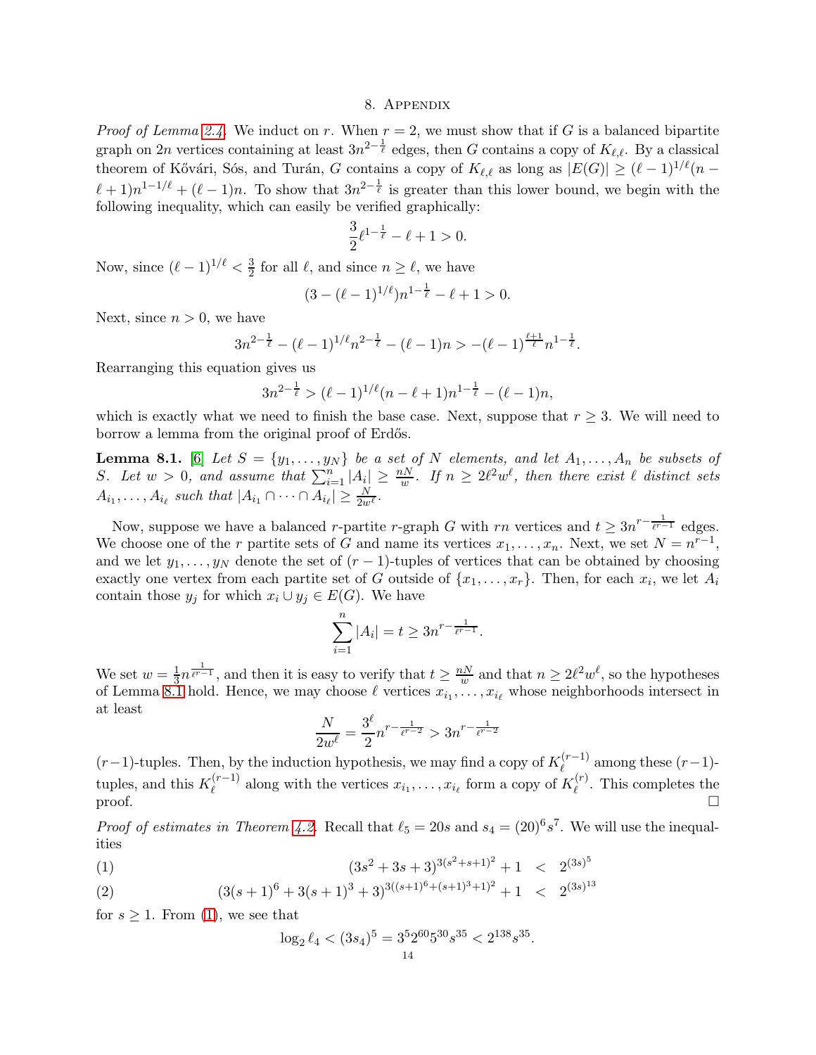## 8. Appendix

*Proof of Lemma 2.4.* We induct on $r$. When $r = 2$, we must show that if $G$ is a balanced bipartite graph on $2n$ vertices containing at least $3n^{2-\frac{1}{\ell}}$ edges, then $G$ contains a copy of $K_{\ell,\ell}$. By a classical theorem of Kővári, Sós, and Turán, $G$ contains a copy of $K_{\ell,\ell}$ as long as $|E(G)| \geq (\ell-1)^{1/\ell}(n - \ell + 1)n^{1-1/\ell} + (\ell - 1)n$. To show that $3n^{2-\frac{1}{\ell}}$ is greater than this lower bound, we begin with the following inequality, which can easily be verified graphically:

$$\frac{3}{2}\ell^{1-\frac{1}{\ell}} - \ell + 1 > 0.$$

Now, since $(\ell - 1)^{1/\ell} < \frac{3}{2}$ for all $\ell$, and since $n \geq \ell$, we have

$$(3 - (\ell-1)^{1/\ell})n^{1-\frac{1}{\ell}} - \ell + 1 > 0.$$

Next, since $n > 0$, we have

$$3n^{2-\frac{1}{\ell}} - (\ell-1)^{1/\ell}n^{2-\frac{1}{\ell}} - (\ell-1)n > -(\ell-1)^{\frac{\ell+1}{\ell}}n^{1-\frac{1}{\ell}}.$$

Rearranging this equation gives us

$$3n^{2-\frac{1}{\ell}} > (\ell-1)^{1/\ell}(n - \ell + 1)n^{1-\frac{1}{\ell}} - (\ell-1)n,$$

which is exactly what we need to finish the base case. Next, suppose that $r \geq 3$. We will need to borrow a lemma from the original proof of Erdős.

**Lemma 8.1.** [6] *Let $S = \{y_1, \ldots, y_N\}$ be a set of $N$ elements, and let $A_1, \ldots, A_n$ be subsets of $S$. Let $w > 0$, and assume that $\sum_{i=1}^{n} |A_i| \geq \frac{nN}{w}$. If $n \geq 2\ell^2 w^\ell$, then there exist $\ell$ distinct sets $A_{i_1}, \ldots, A_{i_\ell}$ such that $|A_{i_1} \cap \cdots \cap A_{i_\ell}| \geq \frac{N}{2w^\ell}$.*

Now, suppose we have a balanced $r$-partite $r$-graph $G$ with $rn$ vertices and $t \geq 3n^{r-\frac{1}{\ell^{r-1}}}$ edges. We choose one of the $r$ partite sets of $G$ and name its vertices $x_1, \ldots, x_n$. Next, we set $N = n^{r-1}$, and we let $y_1, \ldots, y_N$ denote the set of $(r-1)$-tuples of vertices that can be obtained by choosing exactly one vertex from each partite set of $G$ outside of $\{x_1, \ldots, x_r\}$. Then, for each $x_i$, we let $A_i$ contain those $y_j$ for which $x_i \cup y_j \in E(G)$. We have

$$\sum_{i=1}^{n} |A_i| = t \geq 3n^{r-\frac{1}{\ell^{r-1}}}.$$

We set $w = \frac{1}{3}n^{\frac{1}{\ell^{r-1}}}$, and then it is easy to verify that $t \geq \frac{nN}{w}$ and that $n \geq 2\ell^2 w^\ell$, so the hypotheses of Lemma 8.1 hold. Hence, we may choose $\ell$ vertices $x_{i_1}, \ldots, x_{i_\ell}$ whose neighborhoods intersect in at least

$$\frac{N}{2w^\ell} = \frac{3^\ell}{2}n^{r-\frac{1}{\ell^{r-2}}} > 3n^{r-\frac{1}{\ell^{r-2}}}$$

$(r-1)$-tuples. Then, by the induction hypothesis, we may find a copy of $K_\ell^{(r-1)}$ among these $(r-1)$-tuples, and this $K_\ell^{(r-1)}$ along with the vertices $x_{i_1}, \ldots, x_{i_\ell}$ form a copy of $K_\ell^{(r)}$. This completes the proof. $\square$

*Proof of estimates in Theorem 4.2.* Recall that $\ell_5 = 20s$ and $s_4 = (20)^6 s^7$. We will use the inequalities

$$(3s^2 + 3s + 3)^{3(s^2+s+1)^2} + 1 \quad < \quad 2^{(3s)^5} \tag{1}$$

$$(3(s+1)^6 + 3(s+1)^3 + 3)^{3((s+1)^6+(s+1)^3+1)^2} + 1 \quad < \quad 2^{(3s)^{13}} \tag{2}$$

for $s \geq 1$. From (1), we see that

$$\log_2 \ell_4 < (3s_4)^5 = 3^5 2^{60} 5^{30} s^{35} < 2^{138} s^{35}.$$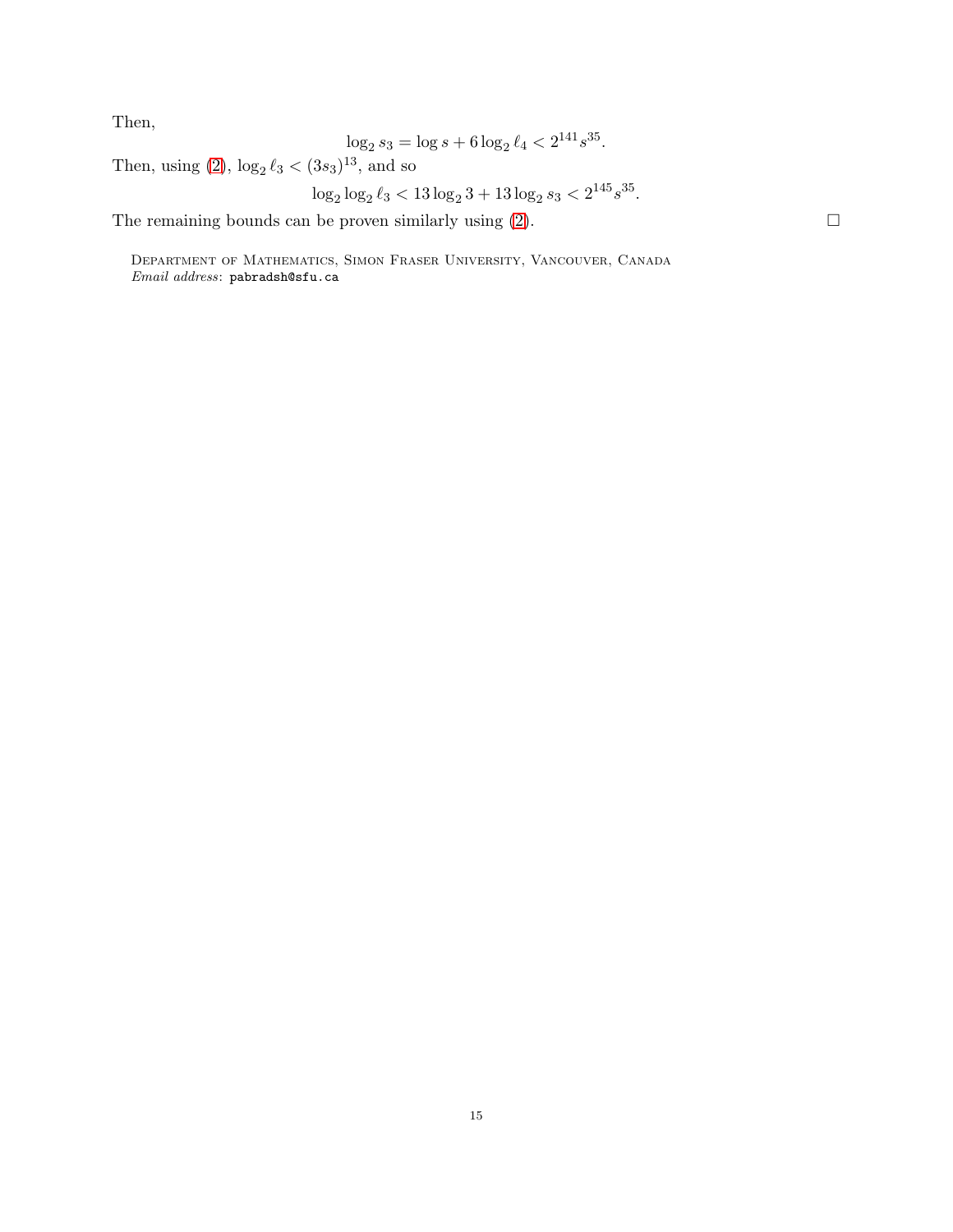Then,

$$\log_2 s_3 = \log s + 6 \log_2 \ell_4 < 2^{141} s^{35}.$$

Then, using (2), $\log_2 \ell_3 < (3s_3)^{13}$, and so

$$\log_2 \log_2 \ell_3 < 13 \log_2 3 + 13 \log_2 s_3 < 2^{145} s^{35}.$$

The remaining bounds can be proven similarly using (2). □

Department of Mathematics, Simon Fraser University, Vancouver, Canada
*Email address*: `pabradsh@sfu.ca`